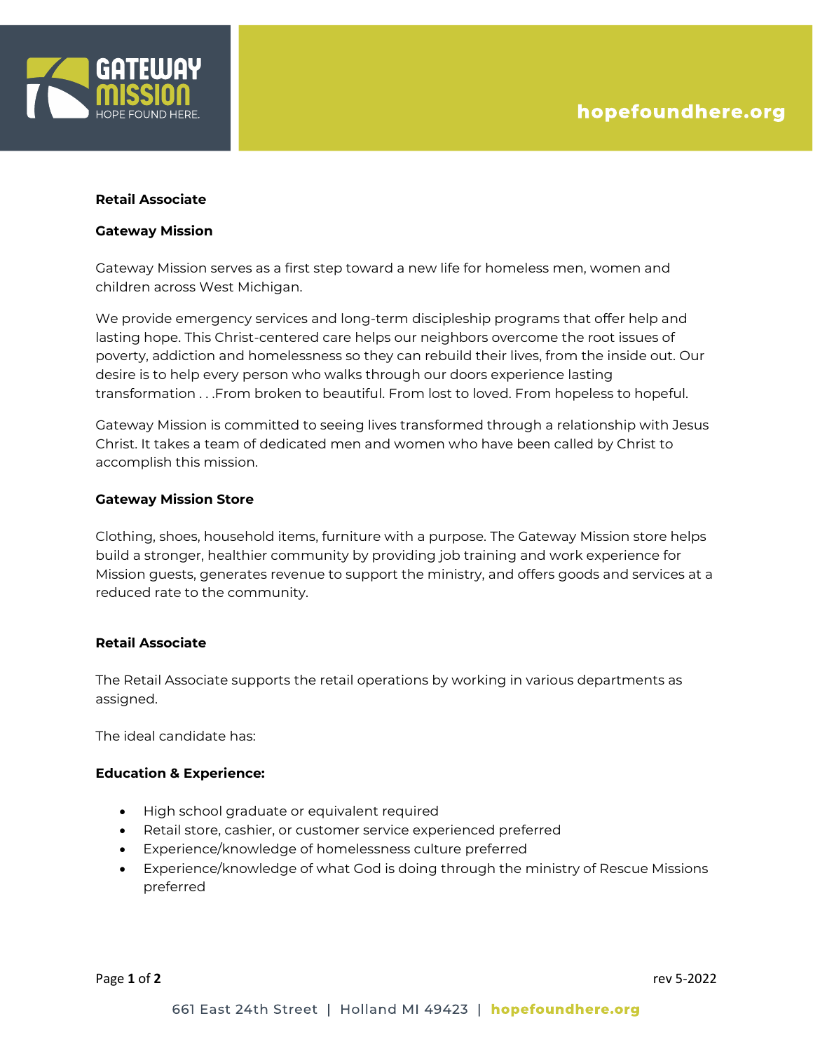**Retail Associate**

**Gateway Mission**

Gateway Mission serves as a first step toward a new life for homeless men, women and children across West Michigan.

We provide emergency services and long-term discipleship programs that offer help and lasting hope. This Christ-centered care helps our neighbors overcome the root issues of poverty, addiction and homelessness so they can rebuild their lives, from the inside out. Our desire is to help every person who walks through our doors experience lasting transformation . . .From broken to beautiful. From lost to loved. From hopeless to hopeful.

Gateway Mission is committed to seeing lives transformed through a relationship with Jesus Christ. It takes a team of dedicated men and women who have been called by Christ to accomplish this mission.

**Gateway Mission Store**

Clothing, shoes, household items, furniture with a purpose. The Gateway Mission store helps build a stronger, healthier community by providing job training and work experience for Mission guests, generates revenue to support the ministry, and offers goods and services at a reduced rate to the community.

**Retail Associate**

The Retail Associate supports the retail operations by working in various departments as assigned.

The ideal candidate has:

**Education & Experience:**

- High school graduate or equivalent required
- Retail store, cashier, or customer service experienced preferred
- Experience/knowledge of homelessness culture preferred
- Experience/knowledge of what God is doing through the ministry of Rescue Missions preferred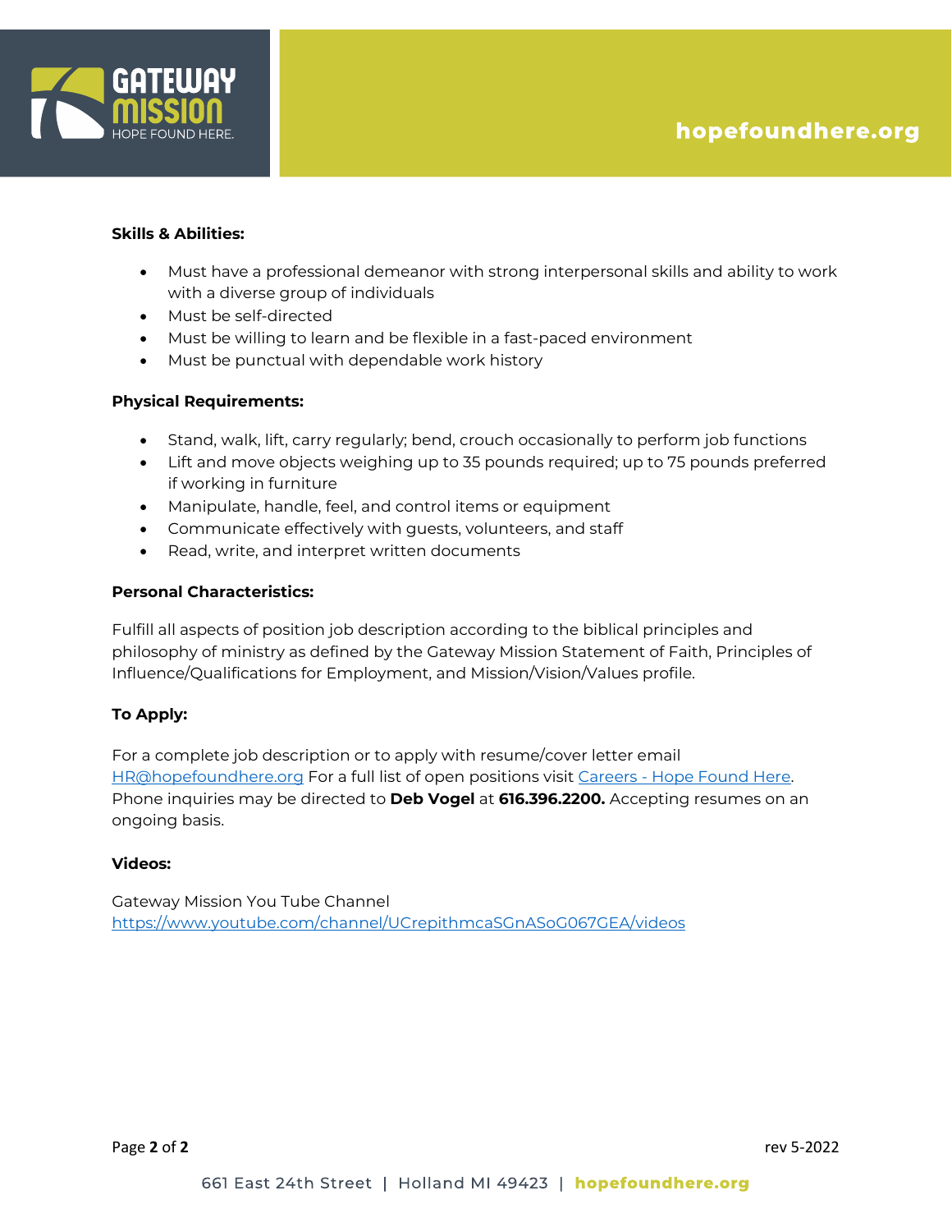**Skills & Abilities:**

- Must have a professional demeanor with strong interpersonal skills and ability to work with a diverse group of individuals
- Must be self-directed
- Must be willing to learn and be flexible in a fast-paced environment
- Must be punctual with dependable work history

**Physical Requirements:**

- Stand, walk, lift, carry regularly; bend, crouch occasionally to perform job functions
- Lift and move objects weighing up to 35 pounds required; up to 75 pounds preferred if working in furniture
- Manipulate, handle, feel, and control items or equipment
- Communicate effectively with guests, volunteers, and staff
- Read, write, and interpret written documents

**Personal Characteristics:**

Fulfill all aspects of position job description according to the biblical principles and philosophy of ministry as defined by the Gateway Mission Statement of Faith, Principles of Influence/Qualifications for Employment, and Mission/Vision/Values profile.

**To Apply:**

For a complete job description or to apply with resume/cover letter email HR@hopefoundhere.org For a full list of open positions visit Careers - Hope Found Here. Phone inquiries may be directed to **Deb Vogel** at **616.396.2200.** Accepting resumes on an ongoing basis.

**Videos:**

Gateway Mission You Tube Channel
https://www.youtube.com/channel/UCrepithmcaSGnASoG067GEA/videos

rev 5-2022